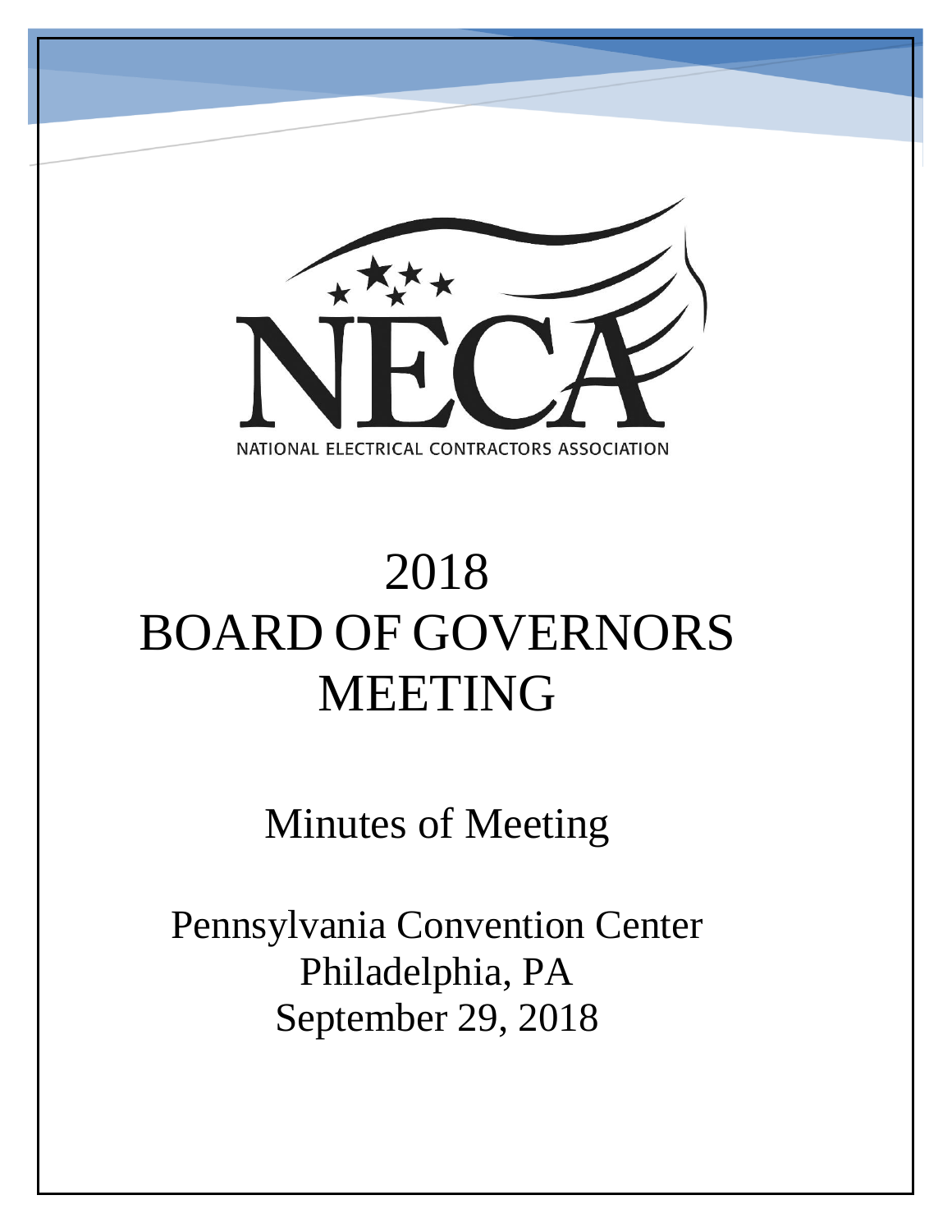NECA

NATIONAL ELECTRICAL CONTRACTORS ASSOCIATION

# 2018 BOARD OF GOVERNORS MEETING

## Minutes of Meeting

Pennsylvania Convention Center
Philadelphia, PA
September 29, 2018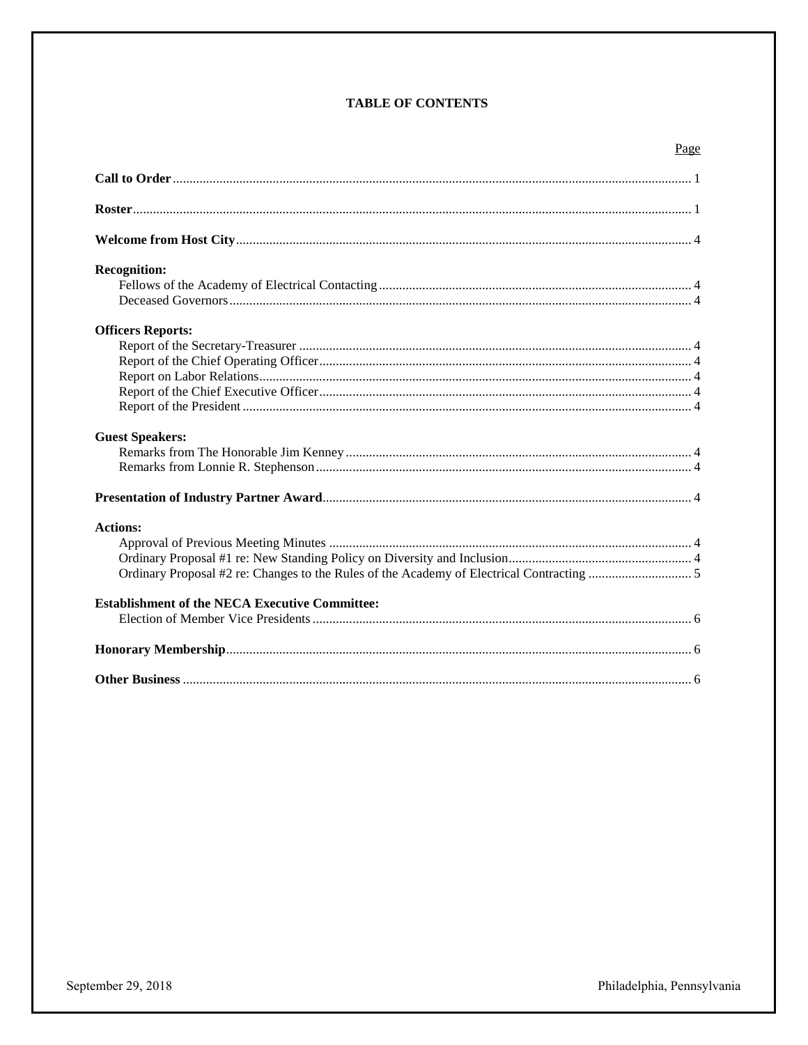## TABLE OF CONTENTS

| | Page |
|---|---|
| **Call to Order** | 1 |
| **Roster** | 1 |
| **Welcome from Host City** | 4 |
| **Recognition:** | |
| Fellows of the Academy of Electrical Contacting | 4 |
| Deceased Governors | 4 |
| **Officers Reports:** | |
| Report of the Secretary-Treasurer | 4 |
| Report of the Chief Operating Officer | 4 |
| Report on Labor Relations | 4 |
| Report of the Chief Executive Officer | 4 |
| Report of the President | 4 |
| **Guest Speakers:** | |
| Remarks from The Honorable Jim Kenney | 4 |
| Remarks from Lonnie R. Stephenson | 4 |
| **Presentation of Industry Partner Award** | 4 |
| **Actions:** | |
| Approval of Previous Meeting Minutes | 4 |
| Ordinary Proposal #1 re: New Standing Policy on Diversity and Inclusion | 4 |
| Ordinary Proposal #2 re: Changes to the Rules of the Academy of Electrical Contracting | 5 |
| **Establishment of the NECA Executive Committee:** | |
| Election of Member Vice Presidents | 6 |
| **Honorary Membership** | 6 |
| **Other Business** | 6 |

September 29, 2018 — Philadelphia, Pennsylvania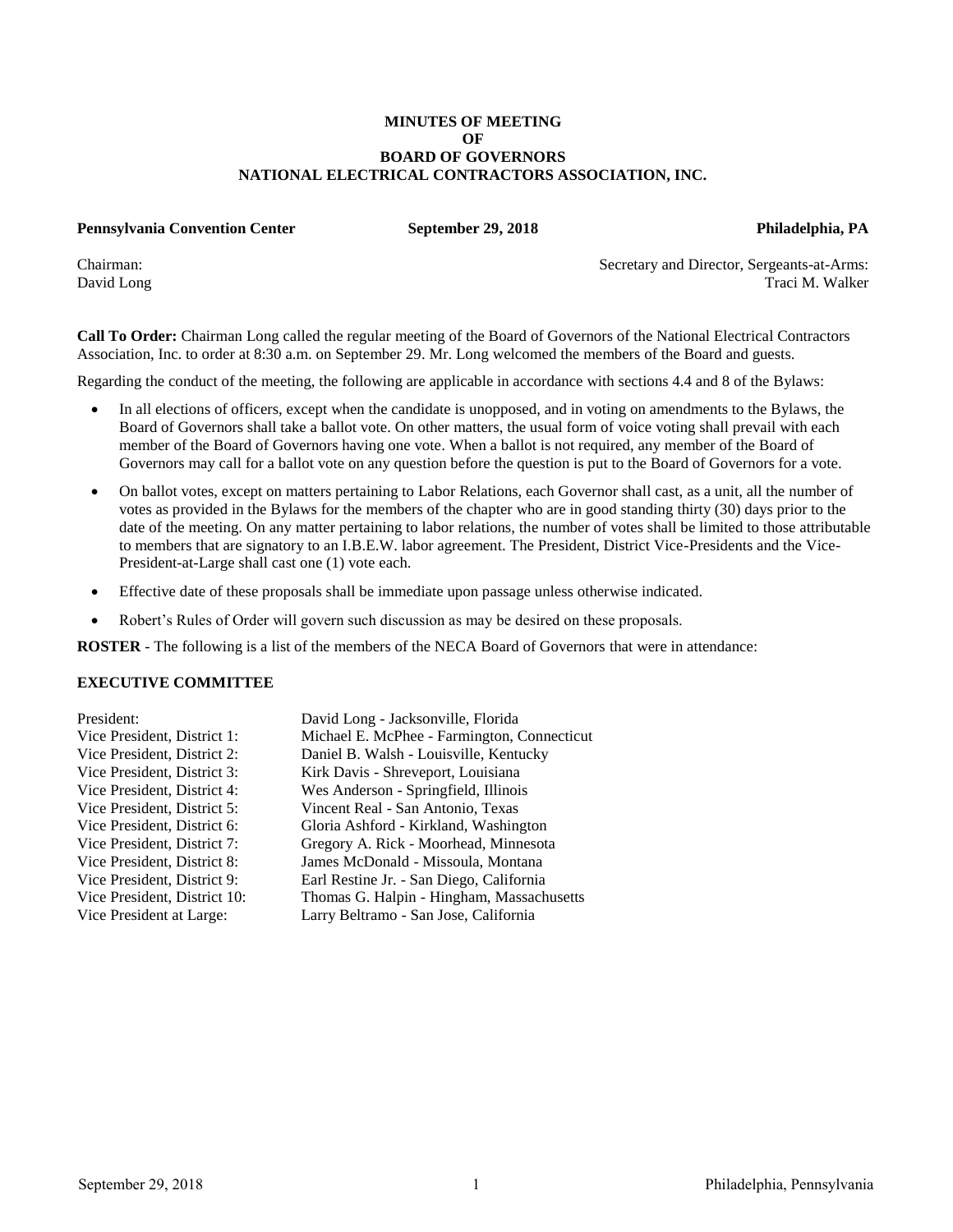**MINUTES OF MEETING**
**OF**
**BOARD OF GOVERNORS**
**NATIONAL ELECTRICAL CONTRACTORS ASSOCIATION, INC.**

**Pennsylvania Convention Center** **September 29, 2018** **Philadelphia, PA**

Chairman:
David Long

Secretary and Director, Sergeants-at-Arms:
Traci M. Walker

**Call To Order:** Chairman Long called the regular meeting of the Board of Governors of the National Electrical Contractors Association, Inc. to order at 8:30 a.m. on September 29. Mr. Long welcomed the members of the Board and guests.

Regarding the conduct of the meeting, the following are applicable in accordance with sections 4.4 and 8 of the Bylaws:

- In all elections of officers, except when the candidate is unopposed, and in voting on amendments to the Bylaws, the Board of Governors shall take a ballot vote. On other matters, the usual form of voice voting shall prevail with each member of the Board of Governors having one vote. When a ballot is not required, any member of the Board of Governors may call for a ballot vote on any question before the question is put to the Board of Governors for a vote.
- On ballot votes, except on matters pertaining to Labor Relations, each Governor shall cast, as a unit, all the number of votes as provided in the Bylaws for the members of the chapter who are in good standing thirty (30) days prior to the date of the meeting. On any matter pertaining to labor relations, the number of votes shall be limited to those attributable to members that are signatory to an I.B.E.W. labor agreement. The President, District Vice-Presidents and the Vice-President-at-Large shall cast one (1) vote each.
- Effective date of these proposals shall be immediate upon passage unless otherwise indicated.
- Robert's Rules of Order will govern such discussion as may be desired on these proposals.

**ROSTER** - The following is a list of the members of the NECA Board of Governors that were in attendance:

**EXECUTIVE COMMITTEE**

| | |
|---|---|
| President: | David Long - Jacksonville, Florida |
| Vice President, District 1: | Michael E. McPhee - Farmington, Connecticut |
| Vice President, District 2: | Daniel B. Walsh - Louisville, Kentucky |
| Vice President, District 3: | Kirk Davis - Shreveport, Louisiana |
| Vice President, District 4: | Wes Anderson - Springfield, Illinois |
| Vice President, District 5: | Vincent Real - San Antonio, Texas |
| Vice President, District 6: | Gloria Ashford - Kirkland, Washington |
| Vice President, District 7: | Gregory A. Rick - Moorhead, Minnesota |
| Vice President, District 8: | James McDonald - Missoula, Montana |
| Vice President, District 9: | Earl Restine Jr. - San Diego, California |
| Vice President, District 10: | Thomas G. Halpin - Hingham, Massachusetts |
| Vice President at Large: | Larry Beltramo - San Jose, California |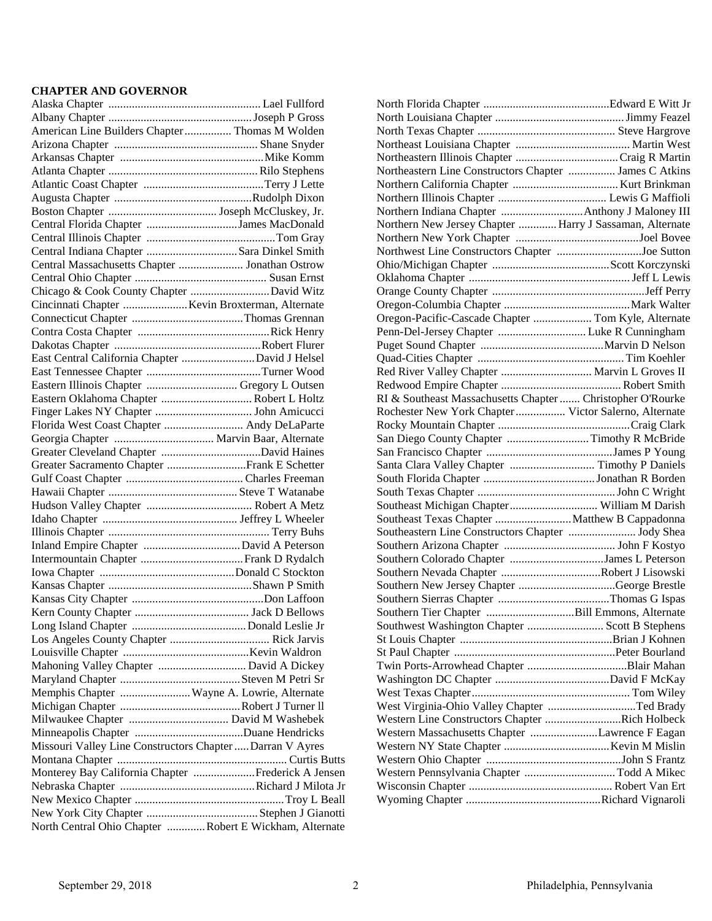**CHAPTER AND GOVERNOR**

| Chapter | Governor |
|---|---|
| Alaska Chapter | Lael Fullford |
| Albany Chapter | Joseph P Gross |
| American Line Builders Chapter | Thomas M Wolden |
| Arizona Chapter | Shane Snyder |
| Arkansas Chapter | Mike Komm |
| Atlanta Chapter | Rilo Stephens |
| Atlantic Coast Chapter | Terry J Lette |
| Augusta Chapter | Rudolph Dixon |
| Boston Chapter | Joseph McCluskey, Jr. |
| Central Florida Chapter | James MacDonald |
| Central Illinois Chapter | Tom Gray |
| Central Indiana Chapter | Sara Dinkel Smith |
| Central Massachusetts Chapter | Jonathan Ostrow |
| Central Ohio Chapter | Susan Ernst |
| Chicago & Cook County Chapter | David Witz |
| Cincinnati Chapter | Kevin Broxterman, Alternate |
| Connecticut Chapter | Thomas Grennan |
| Contra Costa Chapter | Rick Henry |
| Dakotas Chapter | Robert Flurer |
| East Central California Chapter | David J Helsel |
| East Tennessee Chapter | Turner Wood |
| Eastern Illinois Chapter | Gregory L Outsen |
| Eastern Oklahoma Chapter | Robert L Holtz |
| Finger Lakes NY Chapter | John Amicucci |
| Florida West Coast Chapter | Andy DeLaParte |
| Georgia Chapter | Marvin Baar, Alternate |
| Greater Cleveland Chapter | David Haines |
| Greater Sacramento Chapter | Frank E Schetter |
| Gulf Coast Chapter | Charles Freeman |
| Hawaii Chapter | Steve T Watanabe |
| Hudson Valley Chapter | Robert A Metz |
| Idaho Chapter | Jeffrey L Wheeler |
| Illinois Chapter | Terry Buhs |
| Inland Empire Chapter | David A Peterson |
| Intermountain Chapter | Frank D Rydalch |
| Iowa Chapter | Donald C Stockton |
| Kansas Chapter | Shawn P Smith |
| Kansas City Chapter | Don Laffoon |
| Kern County Chapter | Jack D Bellows |
| Long Island Chapter | Donald Leslie Jr |
| Los Angeles County Chapter | Rick Jarvis |
| Louisville Chapter | Kevin Waldron |
| Mahoning Valley Chapter | David A Dickey |
| Maryland Chapter | Steven M Petri Sr |
| Memphis Chapter | Wayne A. Lowrie, Alternate |
| Michigan Chapter | Robert J Turner ll |
| Milwaukee Chapter | David M Washebek |
| Minneapolis Chapter | Duane Hendricks |
| Missouri Valley Line Constructors Chapter | Darran V Ayres |
| Montana Chapter | Curtis Butts |
| Monterey Bay California Chapter | Frederick A Jensen |
| Nebraska Chapter | Richard J Milota Jr |
| New Mexico Chapter | Troy L Beall |
| New York City Chapter | Stephen J Gianotti |
| North Central Ohio Chapter | Robert E Wickham, Alternate |
| North Florida Chapter | Edward E Witt Jr |
| North Louisiana Chapter | Jimmy Feazel |
| North Texas Chapter | Steve Hargrove |
| Northeast Louisiana Chapter | Martin West |
| Northeastern Illinois Chapter | Craig R Martin |
| Northeastern Line Constructors Chapter | James C Atkins |
| Northern California Chapter | Kurt Brinkman |
| Northern Illinois Chapter | Lewis G Maffioli |
| Northern Indiana Chapter | Anthony J Maloney III |
| Northern New Jersey Chapter | Harry J Sassaman, Alternate |
| Northern New York Chapter | Joel Bovee |
| Northwest Line Constructors Chapter | Joe Sutton |
| Ohio/Michigan Chapter | Scott Korczynski |
| Oklahoma Chapter | Jeff L Lewis |
| Orange County Chapter | Jeff Perry |
| Oregon-Columbia Chapter | Mark Walter |
| Oregon-Pacific-Cascade Chapter | Tom Kyle, Alternate |
| Penn-Del-Jersey Chapter | Luke R Cunningham |
| Puget Sound Chapter | Marvin D Nelson |
| Quad-Cities Chapter | Tim Koehler |
| Red River Valley Chapter | Marvin L Groves II |
| Redwood Empire Chapter | Robert Smith |
| RI & Southeast Massachusetts Chapter | Christopher O'Rourke |
| Rochester New York Chapter | Victor Salerno, Alternate |
| Rocky Mountain Chapter | Craig Clark |
| San Diego County Chapter | Timothy R McBride |
| San Francisco Chapter | James P Young |
| Santa Clara Valley Chapter | Timothy P Daniels |
| South Florida Chapter | Jonathan R Borden |
| South Texas Chapter | John C Wright |
| Southeast Michigan Chapter | William M Darish |
| Southeast Texas Chapter | Matthew B Cappadonna |
| Southeastern Line Constructors Chapter | Jody Shea |
| Southern Arizona Chapter | John F Kostyo |
| Southern Colorado Chapter | James L Peterson |
| Southern Nevada Chapter | Robert J Lisowski |
| Southern New Jersey Chapter | George Brestle |
| Southern Sierras Chapter | Thomas G Ispas |
| Southern Tier Chapter | Bill Emmons, Alternate |
| Southwest Washington Chapter | Scott B Stephens |
| St Louis Chapter | Brian J Kohnen |
| St Paul Chapter | Peter Bourland |
| Twin Ports-Arrowhead Chapter | Blair Mahan |
| Washington DC Chapter | David F McKay |
| West Texas Chapter | Tom Wiley |
| West Virginia-Ohio Valley Chapter | Ted Brady |
| Western Line Constructors Chapter | Rich Holbeck |
| Western Massachusetts Chapter | Lawrence F Eagan |
| Western NY State Chapter | Kevin M Mislin |
| Western Ohio Chapter | John S Frantz |
| Western Pennsylvania Chapter | Todd A Mikec |
| Wisconsin Chapter | Robert Van Ert |
| Wyoming Chapter | Richard Vignaroli |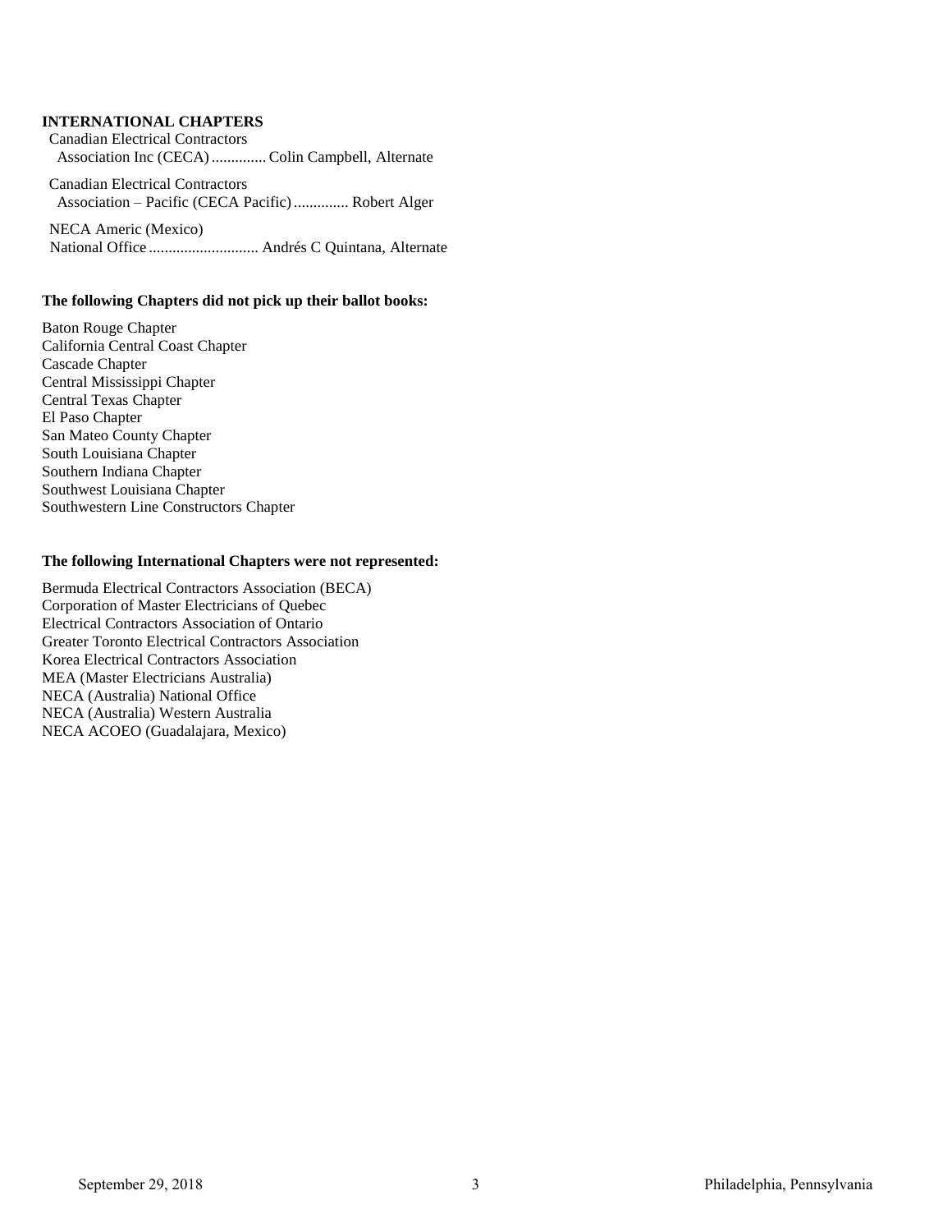**INTERNATIONAL CHAPTERS**

Canadian Electrical Contractors
Association Inc (CECA).............. Colin Campbell, Alternate

Canadian Electrical Contractors
Association – Pacific (CECA Pacific).............. Robert Alger

NECA Americ (Mexico)
National Office ............................ Andrés C Quintana, Alternate

**The following Chapters did not pick up their ballot books:**

Baton Rouge Chapter
California Central Coast Chapter
Cascade Chapter
Central Mississippi Chapter
Central Texas Chapter
El Paso Chapter
San Mateo County Chapter
South Louisiana Chapter
Southern Indiana Chapter
Southwest Louisiana Chapter
Southwestern Line Constructors Chapter

**The following International Chapters were not represented:**

Bermuda Electrical Contractors Association (BECA)
Corporation of Master Electricians of Quebec
Electrical Contractors Association of Ontario
Greater Toronto Electrical Contractors Association
Korea Electrical Contractors Association
MEA (Master Electricians Australia)
NECA (Australia) National Office
NECA (Australia) Western Australia
NECA ACOEO (Guadalajara, Mexico)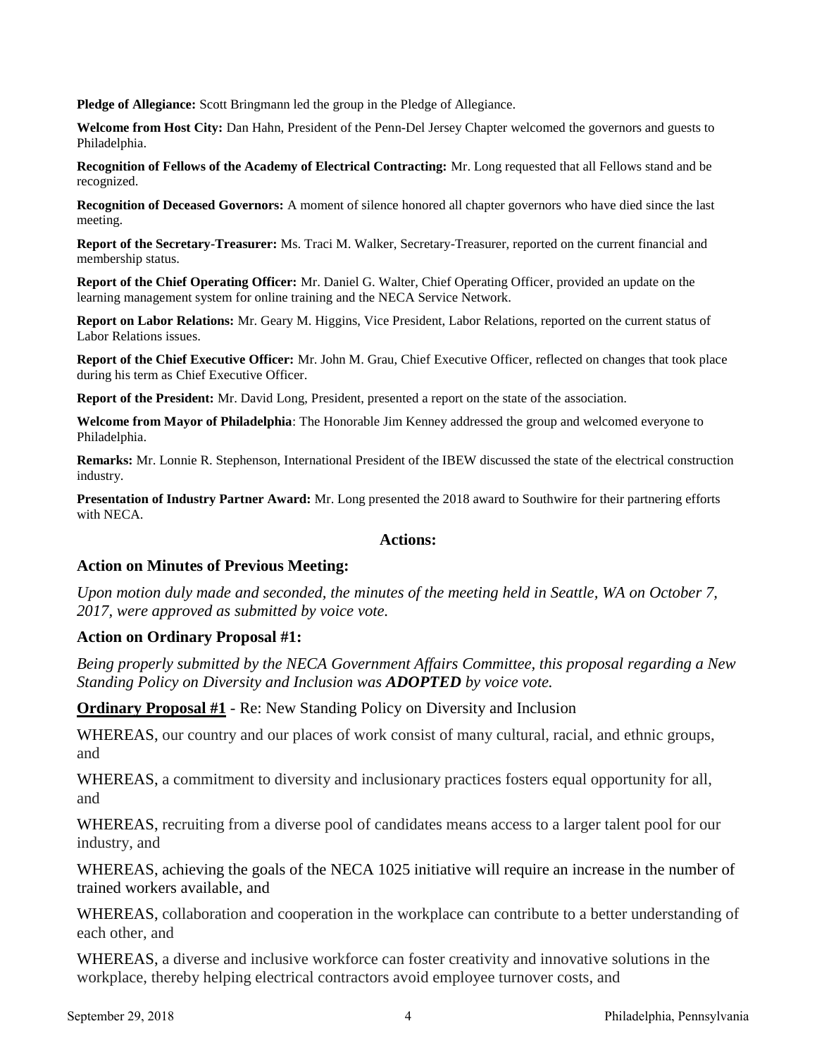**Pledge of Allegiance:** Scott Bringmann led the group in the Pledge of Allegiance.

**Welcome from Host City:** Dan Hahn, President of the Penn-Del Jersey Chapter welcomed the governors and guests to Philadelphia.

**Recognition of Fellows of the Academy of Electrical Contracting:** Mr. Long requested that all Fellows stand and be recognized.

**Recognition of Deceased Governors:** A moment of silence honored all chapter governors who have died since the last meeting.

**Report of the Secretary-Treasurer:** Ms. Traci M. Walker, Secretary-Treasurer, reported on the current financial and membership status.

**Report of the Chief Operating Officer:** Mr. Daniel G. Walter, Chief Operating Officer, provided an update on the learning management system for online training and the NECA Service Network.

**Report on Labor Relations:** Mr. Geary M. Higgins, Vice President, Labor Relations, reported on the current status of Labor Relations issues.

**Report of the Chief Executive Officer:** Mr. John M. Grau, Chief Executive Officer, reflected on changes that took place during his term as Chief Executive Officer.

**Report of the President:** Mr. David Long, President, presented a report on the state of the association.

**Welcome from Mayor of Philadelphia**: The Honorable Jim Kenney addressed the group and welcomed everyone to Philadelphia.

**Remarks:** Mr. Lonnie R. Stephenson, International President of the IBEW discussed the state of the electrical construction industry.

**Presentation of Industry Partner Award:** Mr. Long presented the 2018 award to Southwire for their partnering efforts with NECA.

## Actions:

### Action on Minutes of Previous Meeting:

*Upon motion duly made and seconded, the minutes of the meeting held in Seattle, WA on October 7, 2017, were approved as submitted by voice vote.*

### Action on Ordinary Proposal #1:

*Being properly submitted by the NECA Government Affairs Committee, this proposal regarding a New Standing Policy on Diversity and Inclusion was **ADOPTED** by voice vote.*

**Ordinary Proposal #1** - Re: New Standing Policy on Diversity and Inclusion

WHEREAS, our country and our places of work consist of many cultural, racial, and ethnic groups, and

WHEREAS, a commitment to diversity and inclusionary practices fosters equal opportunity for all, and

WHEREAS, recruiting from a diverse pool of candidates means access to a larger talent pool for our industry, and

WHEREAS, achieving the goals of the NECA 1025 initiative will require an increase in the number of trained workers available, and

WHEREAS, collaboration and cooperation in the workplace can contribute to a better understanding of each other, and

WHEREAS, a diverse and inclusive workforce can foster creativity and innovative solutions in the workplace, thereby helping electrical contractors avoid employee turnover costs, and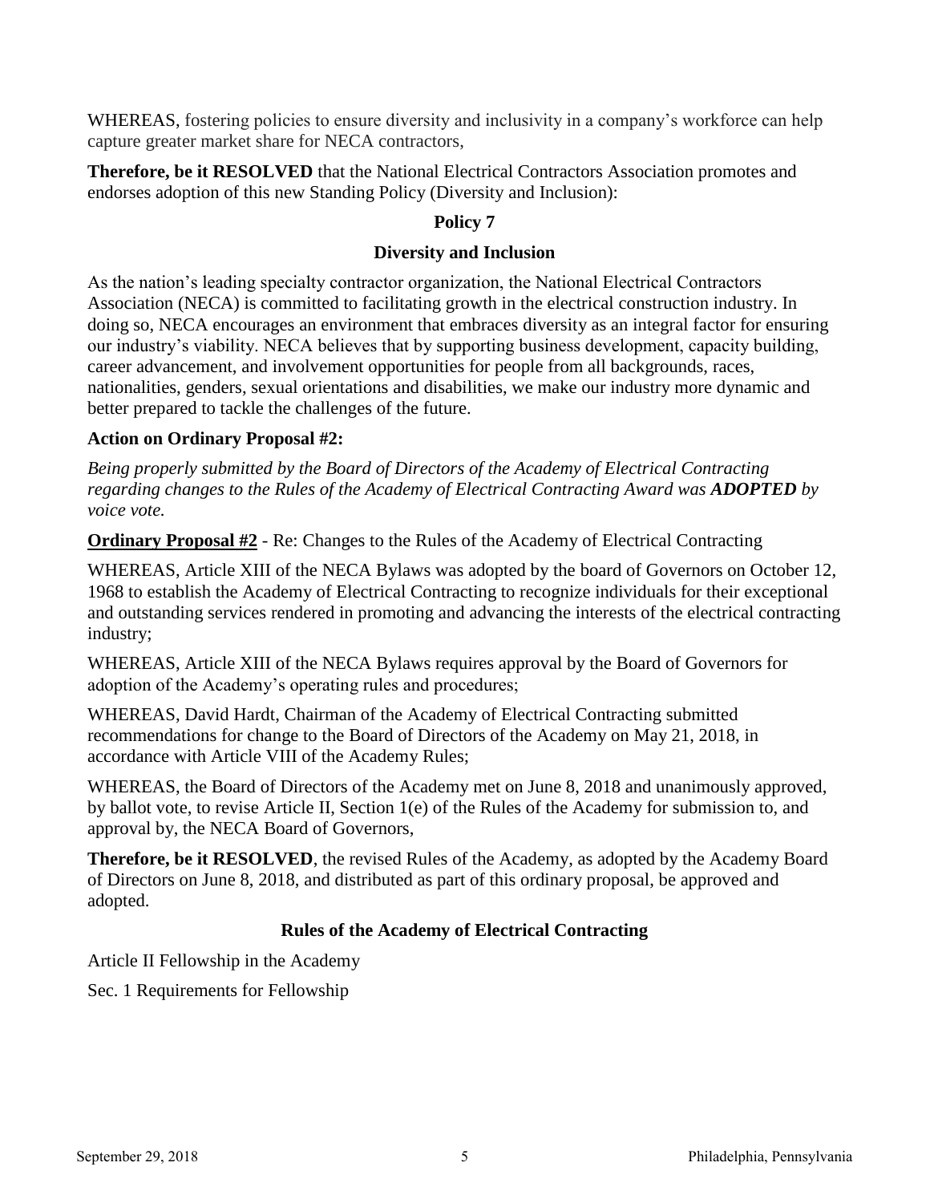WHEREAS, fostering policies to ensure diversity and inclusivity in a company's workforce can help capture greater market share for NECA contractors,

**Therefore, be it RESOLVED** that the National Electrical Contractors Association promotes and endorses adoption of this new Standing Policy (Diversity and Inclusion):

**Policy 7**

**Diversity and Inclusion**

As the nation's leading specialty contractor organization, the National Electrical Contractors Association (NECA) is committed to facilitating growth in the electrical construction industry. In doing so, NECA encourages an environment that embraces diversity as an integral factor for ensuring our industry's viability. NECA believes that by supporting business development, capacity building, career advancement, and involvement opportunities for people from all backgrounds, races, nationalities, genders, sexual orientations and disabilities, we make our industry more dynamic and better prepared to tackle the challenges of the future.

**Action on Ordinary Proposal #2:**

*Being properly submitted by the Board of Directors of the Academy of Electrical Contracting regarding changes to the Rules of the Academy of Electrical Contracting Award was **ADOPTED** by voice vote.*

**Ordinary Proposal #2** - Re: Changes to the Rules of the Academy of Electrical Contracting

WHEREAS, Article XIII of the NECA Bylaws was adopted by the board of Governors on October 12, 1968 to establish the Academy of Electrical Contracting to recognize individuals for their exceptional and outstanding services rendered in promoting and advancing the interests of the electrical contracting industry;

WHEREAS, Article XIII of the NECA Bylaws requires approval by the Board of Governors for adoption of the Academy's operating rules and procedures;

WHEREAS, David Hardt, Chairman of the Academy of Electrical Contracting submitted recommendations for change to the Board of Directors of the Academy on May 21, 2018, in accordance with Article VIII of the Academy Rules;

WHEREAS, the Board of Directors of the Academy met on June 8, 2018 and unanimously approved, by ballot vote, to revise Article II, Section 1(e) of the Rules of the Academy for submission to, and approval by, the NECA Board of Governors,

**Therefore, be it RESOLVED**, the revised Rules of the Academy, as adopted by the Academy Board of Directors on June 8, 2018, and distributed as part of this ordinary proposal, be approved and adopted.

**Rules of the Academy of Electrical Contracting**

Article II Fellowship in the Academy

Sec. 1 Requirements for Fellowship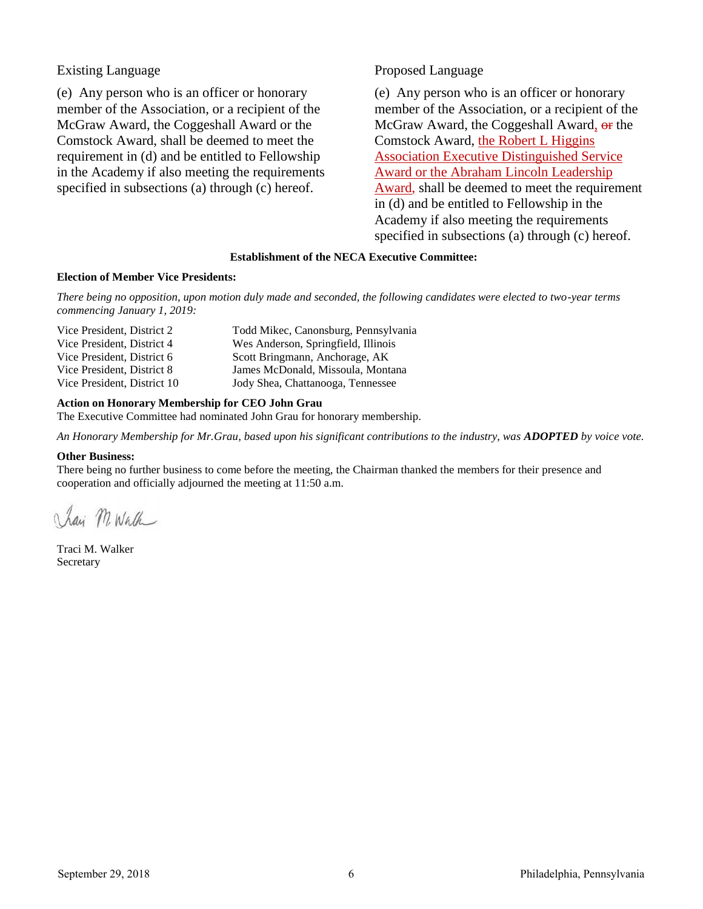| Existing Language | Proposed Language |
|---|---|
| (e) Any person who is an officer or honorary member of the Association, or a recipient of the McGraw Award, the Coggeshall Award or the Comstock Award, shall be deemed to meet the requirement in (d) and be entitled to Fellowship in the Academy if also meeting the requirements specified in subsections (a) through (c) hereof. | (e) Any person who is an officer or honorary member of the Association, or a recipient of the McGraw Award, the Coggeshall Award, ~~or~~ the Comstock Award, the Robert L Higgins Association Executive Distinguished Service Award or the Abraham Lincoln Leadership Award, shall be deemed to meet the requirement in (d) and be entitled to Fellowship in the Academy if also meeting the requirements specified in subsections (a) through (c) hereof. |

**Establishment of the NECA Executive Committee:**

**Election of Member Vice Presidents:**

*There being no opposition, upon motion duly made and seconded, the following candidates were elected to two-year terms commencing January 1, 2019:*

| | |
|---|---|
| Vice President, District 2 | Todd Mikec, Canonsburg, Pennsylvania |
| Vice President, District 4 | Wes Anderson, Springfield, Illinois |
| Vice President, District 6 | Scott Bringmann, Anchorage, AK |
| Vice President, District 8 | James McDonald, Missoula, Montana |
| Vice President, District 10 | Jody Shea, Chattanooga, Tennessee |

**Action on Honorary Membership for CEO John Grau**

The Executive Committee had nominated John Grau for honorary membership.

*An Honorary Membership for Mr.Grau, based upon his significant contributions to the industry, was **ADOPTED** by voice vote.*

**Other Business:**

There being no further business to come before the meeting, the Chairman thanked the members for their presence and cooperation and officially adjourned the meeting at 11:50 a.m.

Traci M. Walker
Secretary